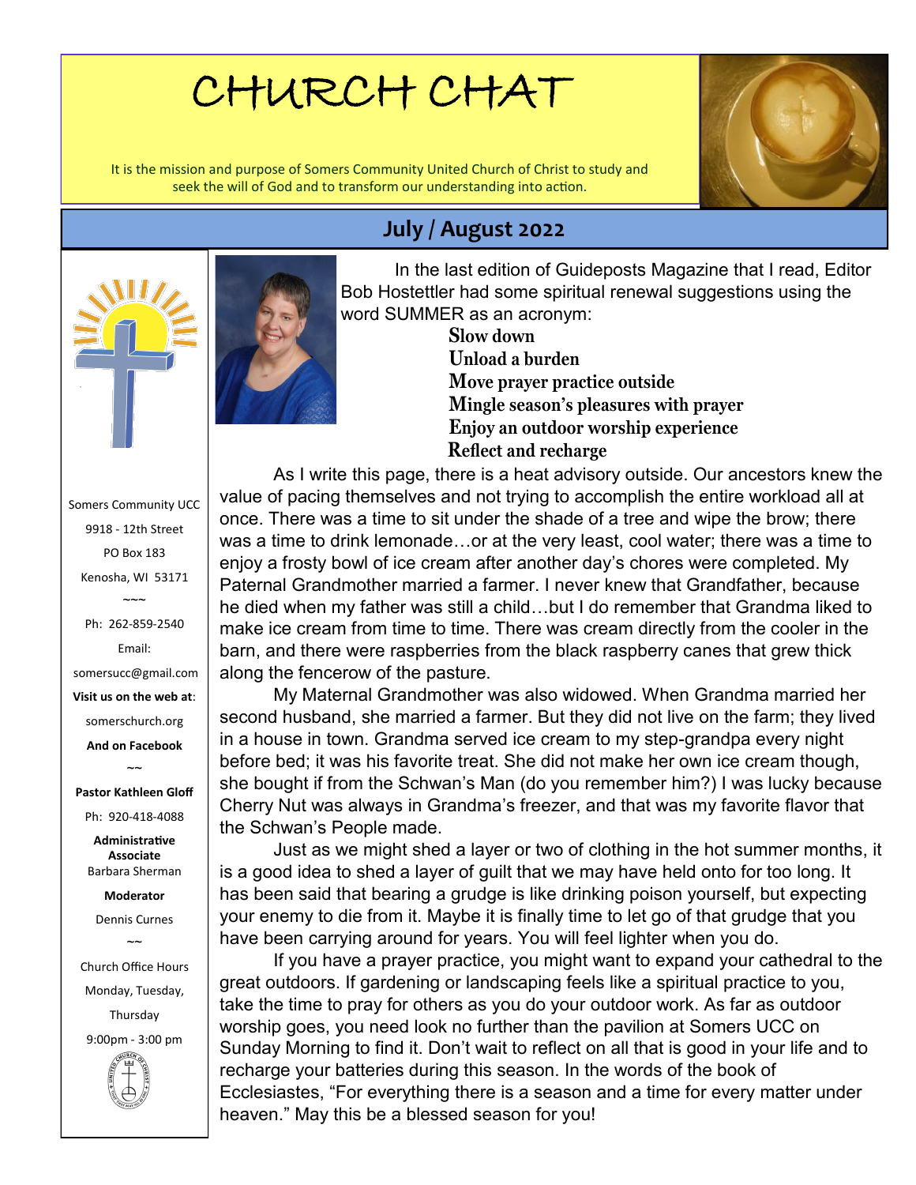# CHURCH CHAT

It is the mission and purpose of Somers Community United Church of Christ to study and seek the will of God and to transform our understanding into action.

## July / August 2022

Somers Community UCC
9918 - 12th Street
PO Box 183
Kenosha, WI 53171

~~~

Ph: 262-859-2540
Email:
somersucc@gmail.com
**Visit us on the web at**:
somerschurch.org
**And on Facebook**

~~

**Pastor Kathleen Gloff**
Ph: 920-418-4088

**Administrative Associate**
Barbara Sherman

**Moderator**
Dennis Curnes

~~

Church Office Hours
Monday, Tuesday, Thursday
9:00pm - 3:00 pm

In the last edition of Guideposts Magazine that I read, Editor Bob Hostettler had some spiritual renewal suggestions using the word SUMMER as an acronym:

**Slow down**
**Unload a burden**
**Move prayer practice outside**
**Mingle season's pleasures with prayer**
**Enjoy an outdoor worship experience**
**Reflect and recharge**

As I write this page, there is a heat advisory outside. Our ancestors knew the value of pacing themselves and not trying to accomplish the entire workload all at once. There was a time to sit under the shade of a tree and wipe the brow; there was a time to drink lemonade…or at the very least, cool water; there was a time to enjoy a frosty bowl of ice cream after another day's chores were completed. My Paternal Grandmother married a farmer. I never knew that Grandfather, because he died when my father was still a child…but I do remember that Grandma liked to make ice cream from time to time. There was cream directly from the cooler in the barn, and there were raspberries from the black raspberry canes that grew thick along the fencerow of the pasture.

My Maternal Grandmother was also widowed. When Grandma married her second husband, she married a farmer. But they did not live on the farm; they lived in a house in town. Grandma served ice cream to my step-grandpa every night before bed; it was his favorite treat. She did not make her own ice cream though, she bought if from the Schwan's Man (do you remember him?) I was lucky because Cherry Nut was always in Grandma's freezer, and that was my favorite flavor that the Schwan's People made.

Just as we might shed a layer or two of clothing in the hot summer months, it is a good idea to shed a layer of guilt that we may have held onto for too long. It has been said that bearing a grudge is like drinking poison yourself, but expecting your enemy to die from it. Maybe it is finally time to let go of that grudge that you have been carrying around for years. You will feel lighter when you do.

If you have a prayer practice, you might want to expand your cathedral to the great outdoors. If gardening or landscaping feels like a spiritual practice to you, take the time to pray for others as you do your outdoor work. As far as outdoor worship goes, you need look no further than the pavilion at Somers UCC on Sunday Morning to find it. Don't wait to reflect on all that is good in your life and to recharge your batteries during this season. In the words of the book of Ecclesiastes, "For everything there is a season and a time for every matter under heaven." May this be a blessed season for you!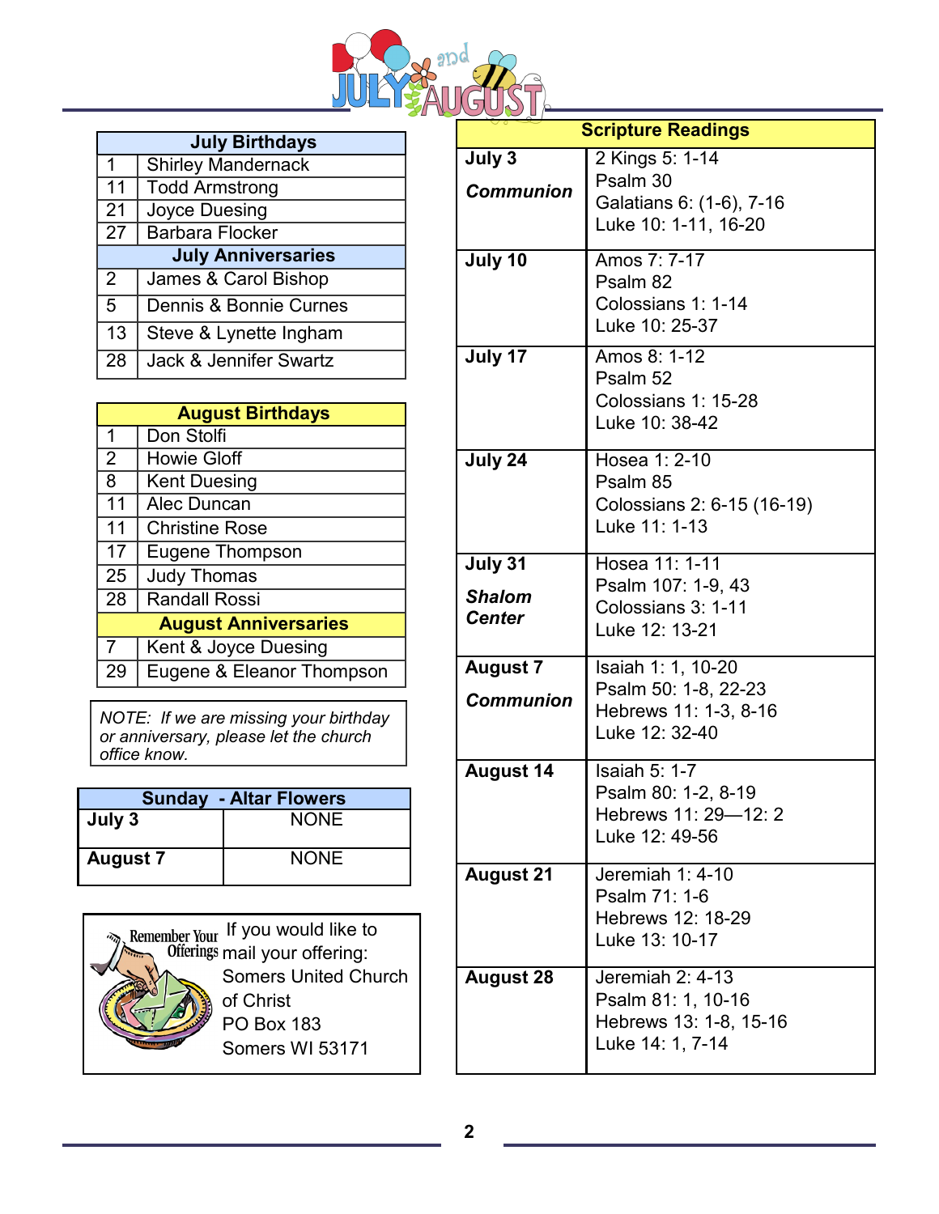# July and August

| July Birthdays | |
|---|---|
| 1 | Shirley Mandernack |
| 11 | Todd Armstrong |
| 21 | Joyce Duesing |
| 27 | Barbara Flocker |

| July Anniversaries | |
|---|---|
| 2 | James & Carol Bishop |
| 5 | Dennis & Bonnie Curnes |
| 13 | Steve & Lynette Ingham |
| 28 | Jack & Jennifer Swartz |

| August Birthdays | |
|---|---|
| 1 | Don Stolfi |
| 2 | Howie Gloff |
| 8 | Kent Duesing |
| 11 | Alec Duncan |
| 11 | Christine Rose |
| 17 | Eugene Thompson |
| 25 | Judy Thomas |
| 28 | Randall Rossi |

| August Anniversaries | |
|---|---|
| 7 | Kent & Joyce Duesing |
| 29 | Eugene & Eleanor Thompson |

*NOTE: If we are missing your birthday or anniversary, please let the church office know.*

| Sunday - Altar Flowers | |
|---|---|
| **July 3** | NONE |
| **August 7** | NONE |

Remember Your Offerings

If you would like to mail your offering:
Somers United Church of Christ
PO Box 183
Somers WI 53171

| Scripture Readings | |
|---|---|
| **July 3** *Communion* | 2 Kings 5: 1-14<br>Psalm 30<br>Galatians 6: (1-6), 7-16<br>Luke 10: 1-11, 16-20 |
| **July 10** | Amos 7: 7-17<br>Psalm 82<br>Colossians 1: 1-14<br>Luke 10: 25-37 |
| **July 17** | Amos 8: 1-12<br>Psalm 52<br>Colossians 1: 15-28<br>Luke 10: 38-42 |
| **July 24** | Hosea 1: 2-10<br>Psalm 85<br>Colossians 2: 6-15 (16-19)<br>Luke 11: 1-13 |
| **July 31** *Shalom Center* | Hosea 11: 1-11<br>Psalm 107: 1-9, 43<br>Colossians 3: 1-11<br>Luke 12: 13-21 |
| **August 7** *Communion* | Isaiah 1: 1, 10-20<br>Psalm 50: 1-8, 22-23<br>Hebrews 11: 1-3, 8-16<br>Luke 12: 32-40 |
| **August 14** | Isaiah 5: 1-7<br>Psalm 80: 1-2, 8-19<br>Hebrews 11: 29—12: 2<br>Luke 12: 49-56 |
| **August 21** | Jeremiah 1: 4-10<br>Psalm 71: 1-6<br>Hebrews 12: 18-29<br>Luke 13: 10-17 |
| **August 28** | Jeremiah 2: 4-13<br>Psalm 81: 1, 10-16<br>Hebrews 13: 1-8, 15-16<br>Luke 14: 1, 7-14 |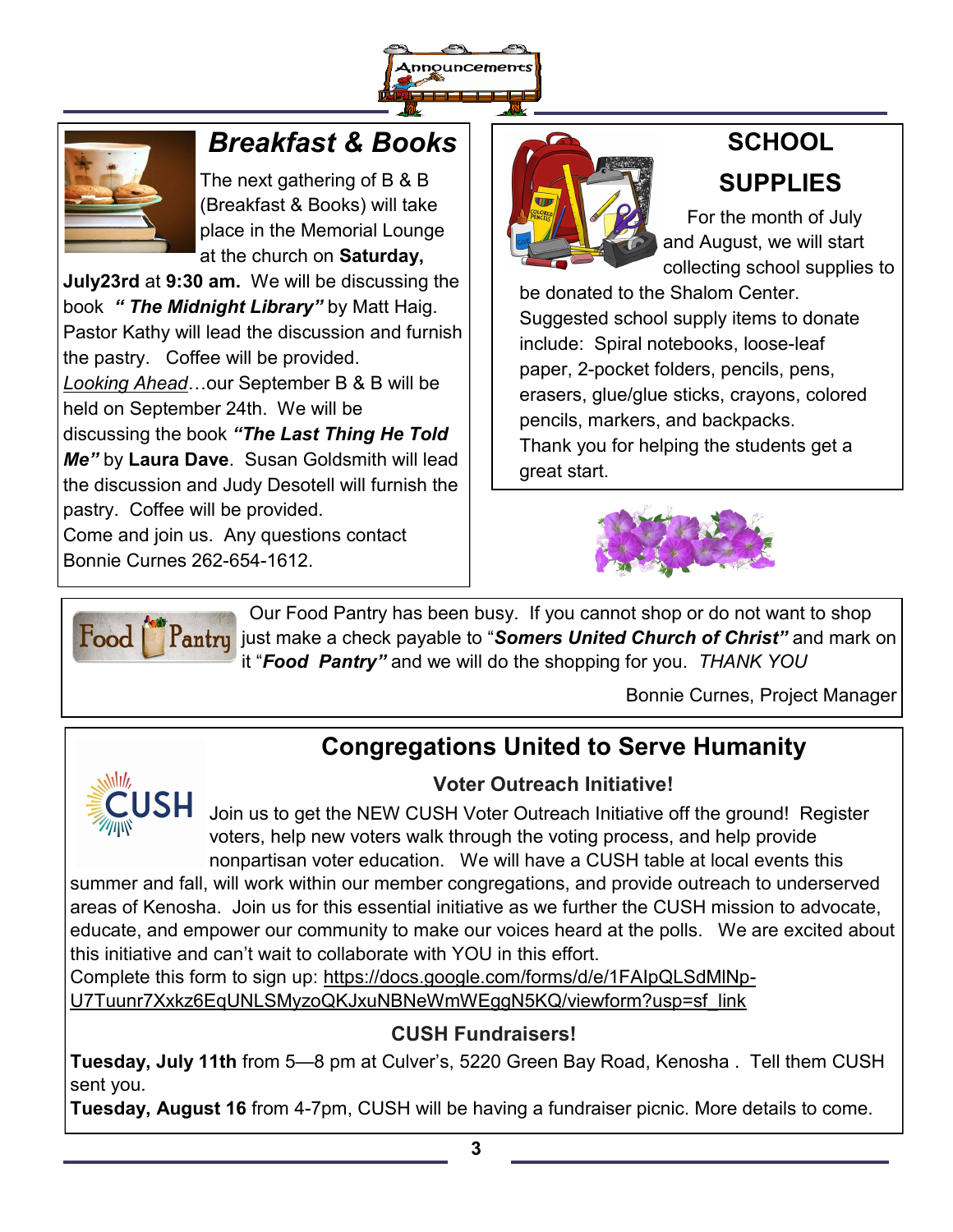## Announcements

## Breakfast & Books

The next gathering of B & B (Breakfast & Books) will take place in the Memorial Lounge at the church on **Saturday, July23rd** at **9:30 am.** We will be discussing the book ***" The Midnight Library"*** by Matt Haig. Pastor Kathy will lead the discussion and furnish the pastry. Coffee will be provided.

*Looking Ahead*…our September B & B will be held on September 24th. We will be discussing the book ***"The Last Thing He Told Me"*** by **Laura Dave**. Susan Goldsmith will lead the discussion and Judy Desotell will furnish the pastry. Coffee will be provided.

Come and join us. Any questions contact Bonnie Curnes 262-654-1612.

## SCHOOL SUPPLIES

For the month of July and August, we will start collecting school supplies to be donated to the Shalom Center. Suggested school supply items to donate include: Spiral notebooks, loose-leaf paper, 2-pocket folders, pencils, pens, erasers, glue/glue sticks, crayons, colored pencils, markers, and backpacks.

Thank you for helping the students get a great start.

## Food Pantry

Our Food Pantry has been busy. If you cannot shop or do not want to shop just make a check payable to "***Somers United Church of Christ"*** and mark on it "***Food Pantry"*** and we will do the shopping for you. *THANK YOU*

Bonnie Curnes, Project Manager

## Congregations United to Serve Humanity

### Voter Outreach Initiative!

Join us to get the NEW CUSH Voter Outreach Initiative off the ground! Register voters, help new voters walk through the voting process, and help provide nonpartisan voter education. We will have a CUSH table at local events this summer and fall, will work within our member congregations, and provide outreach to underserved areas of Kenosha. Join us for this essential initiative as we further the CUSH mission to advocate, educate, and empower our community to make our voices heard at the polls. We are excited about this initiative and can't wait to collaborate with YOU in this effort.

Complete this form to sign up: https://docs.google.com/forms/d/e/1FAIpQLSdMlNp-U7Tuunr7Xxkz6EqUNLSMyzoQKJxuNBNeWmWEggN5KQ/viewform?usp=sf_link

### CUSH Fundraisers!

**Tuesday, July 11th** from 5—8 pm at Culver's, 5220 Green Bay Road, Kenosha . Tell them CUSH sent you.

**Tuesday, August 16** from 4-7pm, CUSH will be having a fundraiser picnic. More details to come.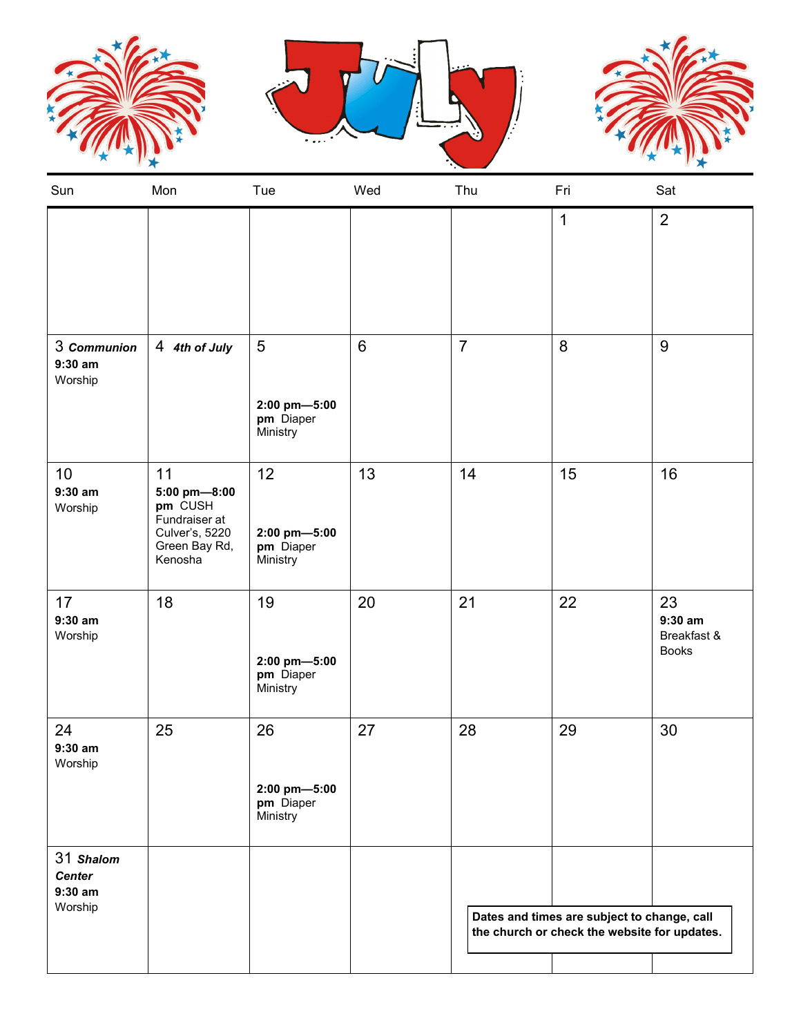# July

| Sun | Mon | Tue | Wed | Thu | Fri | Sat |
|---|---|---|---|---|---|---|
| | | | | | 1 | 2 |
| 3 ***Communion*** **9:30 am** Worship | 4 ***4th of July*** | 5 **2:00 pm—5:00 pm** Diaper Ministry | 6 | 7 | 8 | 9 |
| 10 **9:30 am** Worship | 11 **5:00 pm—8:00 pm** CUSH Fundraiser at Culver's, 5220 Green Bay Rd, Kenosha | 12 **2:00 pm—5:00 pm** Diaper Ministry | 13 | 14 | 15 | 16 |
| 17 **9:30 am** Worship | 18 | 19 **2:00 pm—5:00 pm** Diaper Ministry | 20 | 21 | 22 | 23 **9:30 am** Breakfast & Books |
| 24 **9:30 am** Worship | 25 | 26 **2:00 pm—5:00 pm** Diaper Ministry | 27 | 28 | 29 | 30 |
| 31 ***Shalom Center*** **9:30 am** Worship | | | | | | |

**Dates and times are subject to change, call the church or check the website for updates.**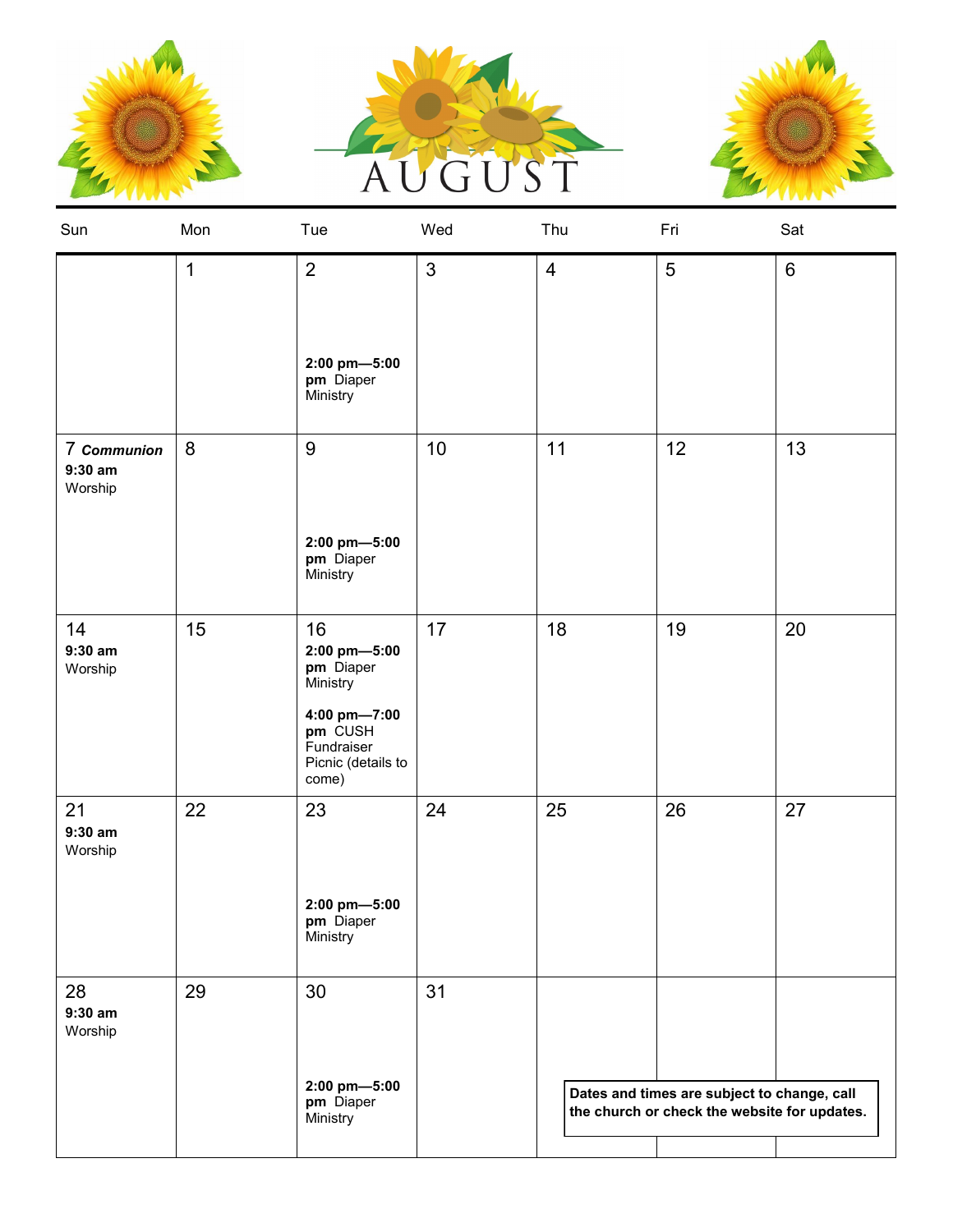# AUGUST

| Sun | Mon | Tue | Wed | Thu | Fri | Sat |
|---|---|---|---|---|---|---|
| | 1 | 2<br>**2:00 pm—5:00 pm** Diaper Ministry | 3 | 4 | 5 | 6 |
| 7 ***Communion***<br>**9:30 am** Worship | 8 | 9<br>**2:00 pm—5:00 pm** Diaper Ministry | 10 | 11 | 12 | 13 |
| 14<br>**9:30 am** Worship | 15 | 16<br>**2:00 pm—5:00 pm** Diaper Ministry<br>**4:00 pm—7:00 pm** CUSH Fundraiser Picnic (details to come) | 17 | 18 | 19 | 20 |
| 21<br>**9:30 am** Worship | 22 | 23<br>**2:00 pm—5:00 pm** Diaper Ministry | 24 | 25 | 26 | 27 |
| 28<br>**9:30 am** Worship | 29 | 30<br>**2:00 pm—5:00 pm** Diaper Ministry | 31 | | | |

**Dates and times are subject to change, call the church or check the website for updates.**